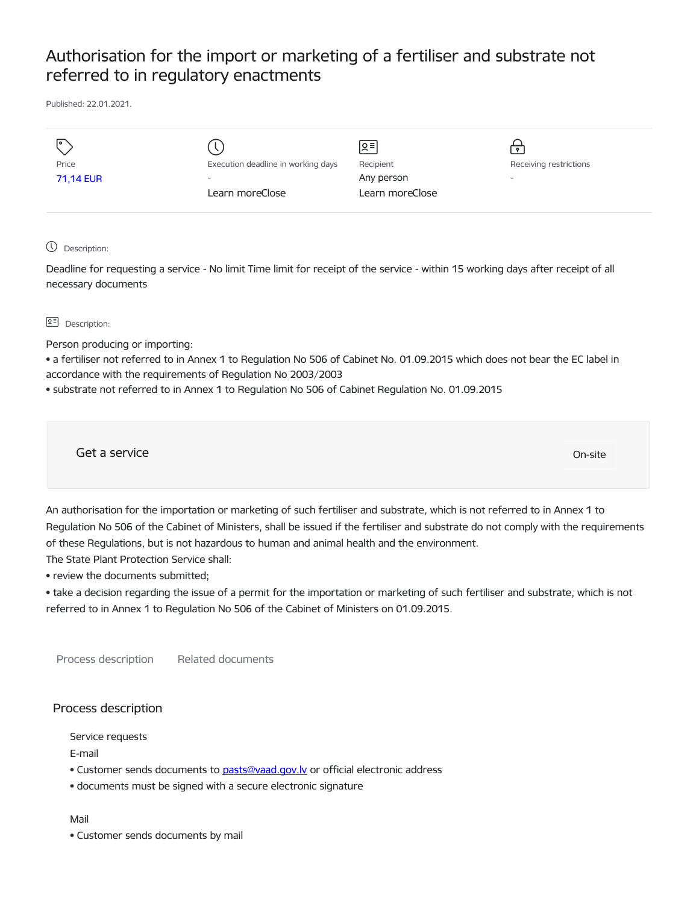# Authorisation for the import or marketing of a fertiliser and substrate not referred to in regulatory enactments

Published: 22.01.2021.

| Price | Execution deadline in working days | Recipient | Receiving restrictions |
| --- | --- | --- | --- |
| 71,14 EUR | - | Any person | - |
| | Learn moreClose | Learn moreClose | |

Description:

Deadline for requesting a service - No limit Time limit for receipt of the service - within 15 working days after receipt of all necessary documents

Description:

Person producing or importing:
• a fertiliser not referred to in Annex 1 to Regulation No 506 of Cabinet No. 01.09.2015 which does not bear the EC label in accordance with the requirements of Regulation No 2003/2003
• substrate not referred to in Annex 1 to Regulation No 506 of Cabinet Regulation No. 01.09.2015

## Get a service

On-site

An authorisation for the importation or marketing of such fertiliser and substrate, which is not referred to in Annex 1 to Regulation No 506 of the Cabinet of Ministers, shall be issued if the fertiliser and substrate do not comply with the requirements of these Regulations, but is not hazardous to human and animal health and the environment.
The State Plant Protection Service shall:
• review the documents submitted;
• take a decision regarding the issue of a permit for the importation or marketing of such fertiliser and substrate, which is not referred to in Annex 1 to Regulation No 506 of the Cabinet of Ministers on 01.09.2015.

Process description Related documents

## Process description

Service requests

E-mail

• Customer sends documents to pasts@vaad.gov.lv or official electronic address
• documents must be signed with a secure electronic signature

Mail

• Customer sends documents by mail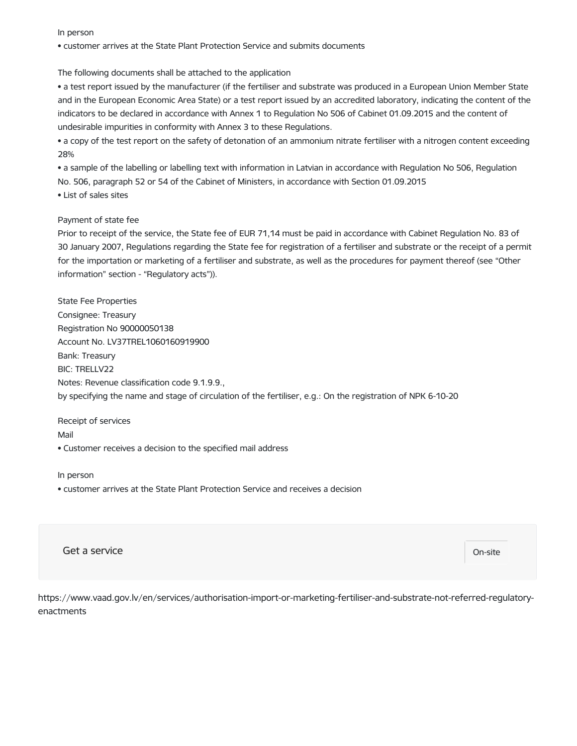In person

- customer arrives at the State Plant Protection Service and submits documents

The following documents shall be attached to the application

- a test report issued by the manufacturer (if the fertiliser and substrate was produced in a European Union Member State and in the European Economic Area State) or a test report issued by an accredited laboratory, indicating the content of the indicators to be declared in accordance with Annex 1 to Regulation No 506 of Cabinet 01.09.2015 and the content of undesirable impurities in conformity with Annex 3 to these Regulations.
- a copy of the test report on the safety of detonation of an ammonium nitrate fertiliser with a nitrogen content exceeding 28%
- a sample of the labelling or labelling text with information in Latvian in accordance with Regulation No 506, Regulation No. 506, paragraph 52 or 54 of the Cabinet of Ministers, in accordance with Section 01.09.2015
- List of sales sites

Payment of state fee

Prior to receipt of the service, the State fee of EUR 71,14 must be paid in accordance with Cabinet Regulation No. 83 of 30 January 2007, Regulations regarding the State fee for registration of a fertiliser and substrate or the receipt of a permit for the importation or marketing of a fertiliser and substrate, as well as the procedures for payment thereof (see "Other information" section - "Regulatory acts")).

State Fee Properties
Consignee: Treasury
Registration No 90000050138
Account No. LV37TREL1060160919900
Bank: Treasury
BIC: TRELLV22
Notes: Revenue classification code 9.1.9.9.,
by specifying the name and stage of circulation of the fertiliser, e.g.: On the registration of NPK 6-10-20

Receipt of services

Mail

- Customer receives a decision to the specified mail address

In person

- customer arrives at the State Plant Protection Service and receives a decision

Get a service

On-site

https://www.vaad.gov.lv/en/services/authorisation-import-or-marketing-fertiliser-and-substrate-not-referred-regulatory-enactments